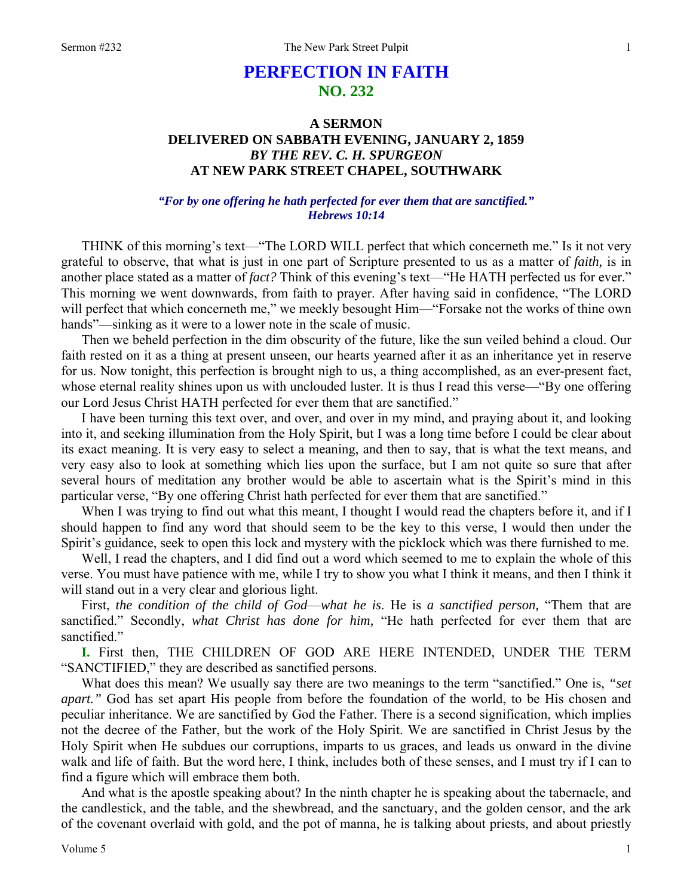# PERFECTION IN FAITH
## NO. 232

### A SERMON
### DELIVERED ON SABBATH EVENING, JANUARY 2, 1859
### *BY THE REV. C. H. SPURGEON*
### AT NEW PARK STREET CHAPEL, SOUTHWARK

***"For by one offering he hath perfected for ever them that are sanctified." Hebrews 10:14***

THINK of this morning's text—"The LORD WILL perfect that which concerneth me." Is it not very grateful to observe, that what is just in one part of Scripture presented to us as a matter of *faith,* is in another place stated as a matter of *fact?* Think of this evening's text—"He HATH perfected us for ever." This morning we went downwards, from faith to prayer. After having said in confidence, "The LORD will perfect that which concerneth me," we meekly besought Him—"Forsake not the works of thine own hands"—sinking as it were to a lower note in the scale of music.

Then we beheld perfection in the dim obscurity of the future, like the sun veiled behind a cloud. Our faith rested on it as a thing at present unseen, our hearts yearned after it as an inheritance yet in reserve for us. Now tonight, this perfection is brought nigh to us, a thing accomplished, as an ever-present fact, whose eternal reality shines upon us with unclouded luster. It is thus I read this verse—"By one offering our Lord Jesus Christ HATH perfected for ever them that are sanctified."

I have been turning this text over, and over, and over in my mind, and praying about it, and looking into it, and seeking illumination from the Holy Spirit, but I was a long time before I could be clear about its exact meaning. It is very easy to select a meaning, and then to say, that is what the text means, and very easy also to look at something which lies upon the surface, but I am not quite so sure that after several hours of meditation any brother would be able to ascertain what is the Spirit's mind in this particular verse, "By one offering Christ hath perfected for ever them that are sanctified."

When I was trying to find out what this meant, I thought I would read the chapters before it, and if I should happen to find any word that should seem to be the key to this verse, I would then under the Spirit's guidance, seek to open this lock and mystery with the picklock which was there furnished to me.

Well, I read the chapters, and I did find out a word which seemed to me to explain the whole of this verse. You must have patience with me, while I try to show you what I think it means, and then I think it will stand out in a very clear and glorious light.

First, *the condition of the child of God*—*what he is*. He is *a sanctified person,* "Them that are sanctified." Secondly, *what Christ has done for him,* "He hath perfected for ever them that are sanctified."

**I.** First then, THE CHILDREN OF GOD ARE HERE INTENDED, UNDER THE TERM "SANCTIFIED," they are described as sanctified persons.

What does this mean? We usually say there are two meanings to the term "sanctified." One is, *"set apart."* God has set apart His people from before the foundation of the world, to be His chosen and peculiar inheritance. We are sanctified by God the Father. There is a second signification, which implies not the decree of the Father, but the work of the Holy Spirit. We are sanctified in Christ Jesus by the Holy Spirit when He subdues our corruptions, imparts to us graces, and leads us onward in the divine walk and life of faith. But the word here, I think, includes both of these senses, and I must try if I can to find a figure which will embrace them both.

And what is the apostle speaking about? In the ninth chapter he is speaking about the tabernacle, and the candlestick, and the table, and the shewbread, and the sanctuary, and the golden censor, and the ark of the covenant overlaid with gold, and the pot of manna, he is talking about priests, and about priestly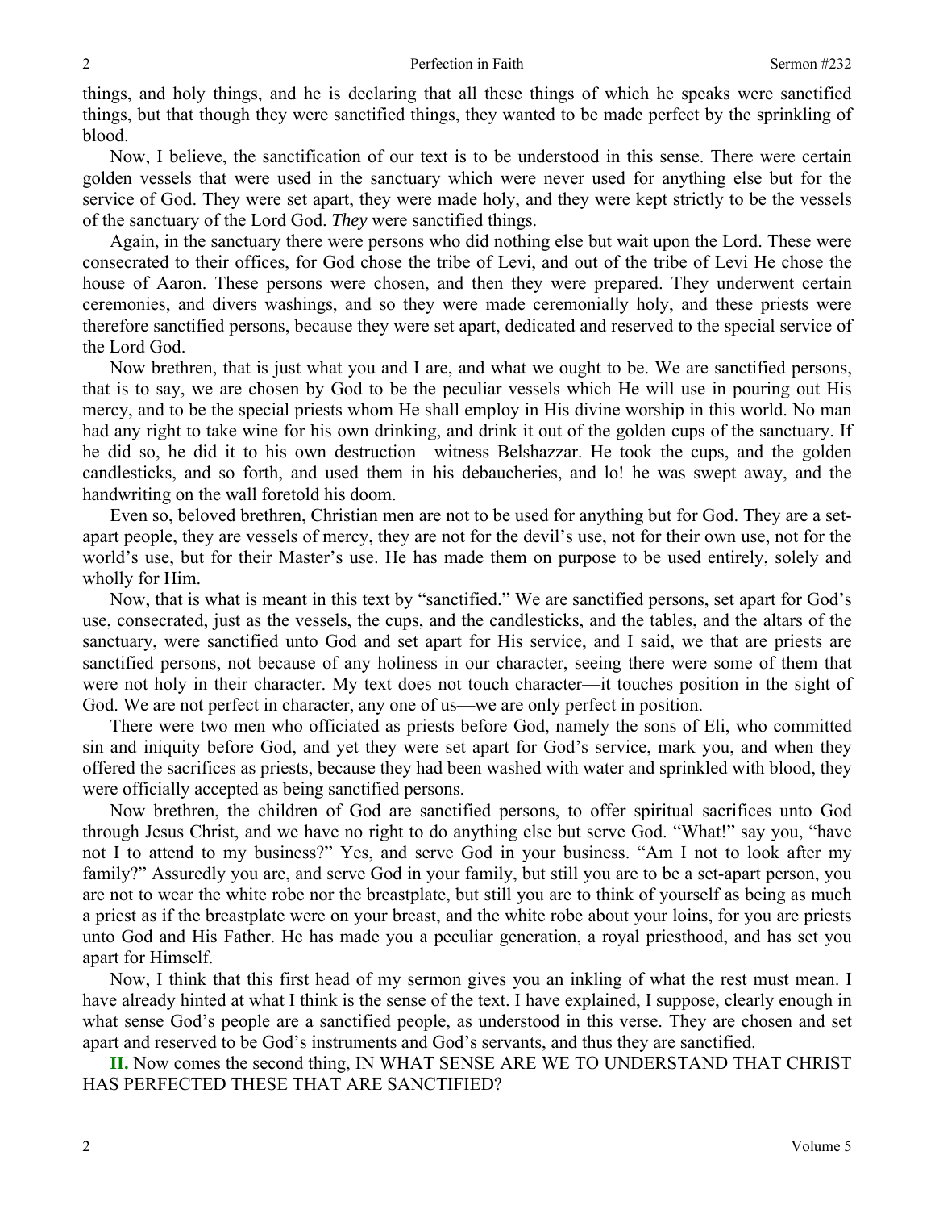things, and holy things, and he is declaring that all these things of which he speaks were sanctified things, but that though they were sanctified things, they wanted to be made perfect by the sprinkling of blood.

Now, I believe, the sanctification of our text is to be understood in this sense. There were certain golden vessels that were used in the sanctuary which were never used for anything else but for the service of God. They were set apart, they were made holy, and they were kept strictly to be the vessels of the sanctuary of the Lord God. *They* were sanctified things.

Again, in the sanctuary there were persons who did nothing else but wait upon the Lord. These were consecrated to their offices, for God chose the tribe of Levi, and out of the tribe of Levi He chose the house of Aaron. These persons were chosen, and then they were prepared. They underwent certain ceremonies, and divers washings, and so they were made ceremonially holy, and these priests were therefore sanctified persons, because they were set apart, dedicated and reserved to the special service of the Lord God.

Now brethren, that is just what you and I are, and what we ought to be. We are sanctified persons, that is to say, we are chosen by God to be the peculiar vessels which He will use in pouring out His mercy, and to be the special priests whom He shall employ in His divine worship in this world. No man had any right to take wine for his own drinking, and drink it out of the golden cups of the sanctuary. If he did so, he did it to his own destruction—witness Belshazzar. He took the cups, and the golden candlesticks, and so forth, and used them in his debaucheries, and lo! he was swept away, and the handwriting on the wall foretold his doom.

Even so, beloved brethren, Christian men are not to be used for anything but for God. They are a set-apart people, they are vessels of mercy, they are not for the devil's use, not for their own use, not for the world's use, but for their Master's use. He has made them on purpose to be used entirely, solely and wholly for Him.

Now, that is what is meant in this text by "sanctified." We are sanctified persons, set apart for God's use, consecrated, just as the vessels, the cups, and the candlesticks, and the tables, and the altars of the sanctuary, were sanctified unto God and set apart for His service, and I said, we that are priests are sanctified persons, not because of any holiness in our character, seeing there were some of them that were not holy in their character. My text does not touch character—it touches position in the sight of God. We are not perfect in character, any one of us—we are only perfect in position.

There were two men who officiated as priests before God, namely the sons of Eli, who committed sin and iniquity before God, and yet they were set apart for God's service, mark you, and when they offered the sacrifices as priests, because they had been washed with water and sprinkled with blood, they were officially accepted as being sanctified persons.

Now brethren, the children of God are sanctified persons, to offer spiritual sacrifices unto God through Jesus Christ, and we have no right to do anything else but serve God. "What!" say you, "have not I to attend to my business?" Yes, and serve God in your business. "Am I not to look after my family?" Assuredly you are, and serve God in your family, but still you are to be a set-apart person, you are not to wear the white robe nor the breastplate, but still you are to think of yourself as being as much a priest as if the breastplate were on your breast, and the white robe about your loins, for you are priests unto God and His Father. He has made you a peculiar generation, a royal priesthood, and has set you apart for Himself.

Now, I think that this first head of my sermon gives you an inkling of what the rest must mean. I have already hinted at what I think is the sense of the text. I have explained, I suppose, clearly enough in what sense God's people are a sanctified people, as understood in this verse. They are chosen and set apart and reserved to be God's instruments and God's servants, and thus they are sanctified.

**II.** Now comes the second thing, IN WHAT SENSE ARE WE TO UNDERSTAND THAT CHRIST HAS PERFECTED THESE THAT ARE SANCTIFIED?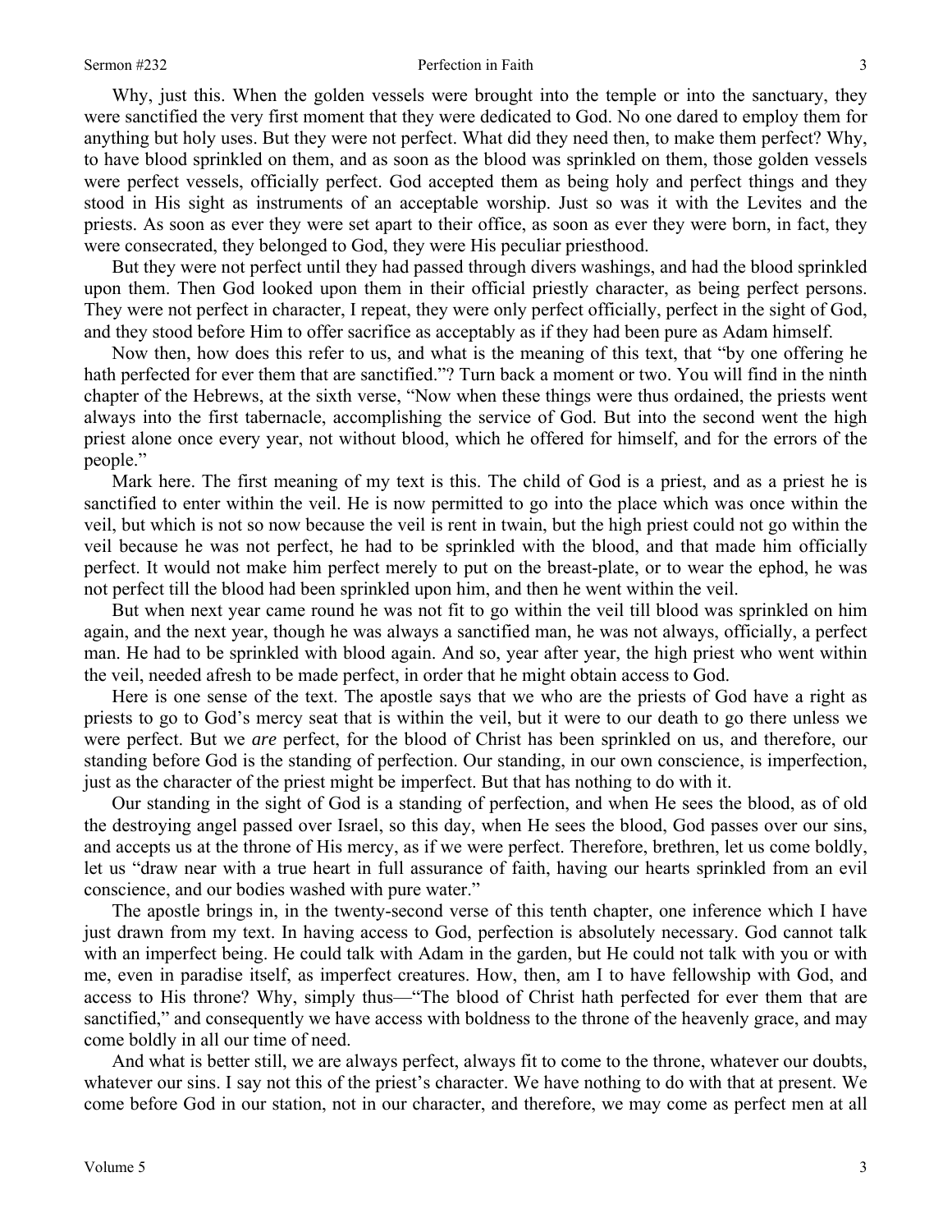Why, just this. When the golden vessels were brought into the temple or into the sanctuary, they were sanctified the very first moment that they were dedicated to God. No one dared to employ them for anything but holy uses. But they were not perfect. What did they need then, to make them perfect? Why, to have blood sprinkled on them, and as soon as the blood was sprinkled on them, those golden vessels were perfect vessels, officially perfect. God accepted them as being holy and perfect things and they stood in His sight as instruments of an acceptable worship. Just so was it with the Levites and the priests. As soon as ever they were set apart to their office, as soon as ever they were born, in fact, they were consecrated, they belonged to God, they were His peculiar priesthood.

But they were not perfect until they had passed through divers washings, and had the blood sprinkled upon them. Then God looked upon them in their official priestly character, as being perfect persons. They were not perfect in character, I repeat, they were only perfect officially, perfect in the sight of God, and they stood before Him to offer sacrifice as acceptably as if they had been pure as Adam himself.

Now then, how does this refer to us, and what is the meaning of this text, that "by one offering he hath perfected for ever them that are sanctified."? Turn back a moment or two. You will find in the ninth chapter of the Hebrews, at the sixth verse, "Now when these things were thus ordained, the priests went always into the first tabernacle, accomplishing the service of God. But into the second went the high priest alone once every year, not without blood, which he offered for himself, and for the errors of the people."

Mark here. The first meaning of my text is this. The child of God is a priest, and as a priest he is sanctified to enter within the veil. He is now permitted to go into the place which was once within the veil, but which is not so now because the veil is rent in twain, but the high priest could not go within the veil because he was not perfect, he had to be sprinkled with the blood, and that made him officially perfect. It would not make him perfect merely to put on the breast-plate, or to wear the ephod, he was not perfect till the blood had been sprinkled upon him, and then he went within the veil.

But when next year came round he was not fit to go within the veil till blood was sprinkled on him again, and the next year, though he was always a sanctified man, he was not always, officially, a perfect man. He had to be sprinkled with blood again. And so, year after year, the high priest who went within the veil, needed afresh to be made perfect, in order that he might obtain access to God.

Here is one sense of the text. The apostle says that we who are the priests of God have a right as priests to go to God's mercy seat that is within the veil, but it were to our death to go there unless we were perfect. But we *are* perfect, for the blood of Christ has been sprinkled on us, and therefore, our standing before God is the standing of perfection. Our standing, in our own conscience, is imperfection, just as the character of the priest might be imperfect. But that has nothing to do with it.

Our standing in the sight of God is a standing of perfection, and when He sees the blood, as of old the destroying angel passed over Israel, so this day, when He sees the blood, God passes over our sins, and accepts us at the throne of His mercy, as if we were perfect. Therefore, brethren, let us come boldly, let us "draw near with a true heart in full assurance of faith, having our hearts sprinkled from an evil conscience, and our bodies washed with pure water."

The apostle brings in, in the twenty-second verse of this tenth chapter, one inference which I have just drawn from my text. In having access to God, perfection is absolutely necessary. God cannot talk with an imperfect being. He could talk with Adam in the garden, but He could not talk with you or with me, even in paradise itself, as imperfect creatures. How, then, am I to have fellowship with God, and access to His throne? Why, simply thus—"The blood of Christ hath perfected for ever them that are sanctified," and consequently we have access with boldness to the throne of the heavenly grace, and may come boldly in all our time of need.

And what is better still, we are always perfect, always fit to come to the throne, whatever our doubts, whatever our sins. I say not this of the priest's character. We have nothing to do with that at present. We come before God in our station, not in our character, and therefore, we may come as perfect men at all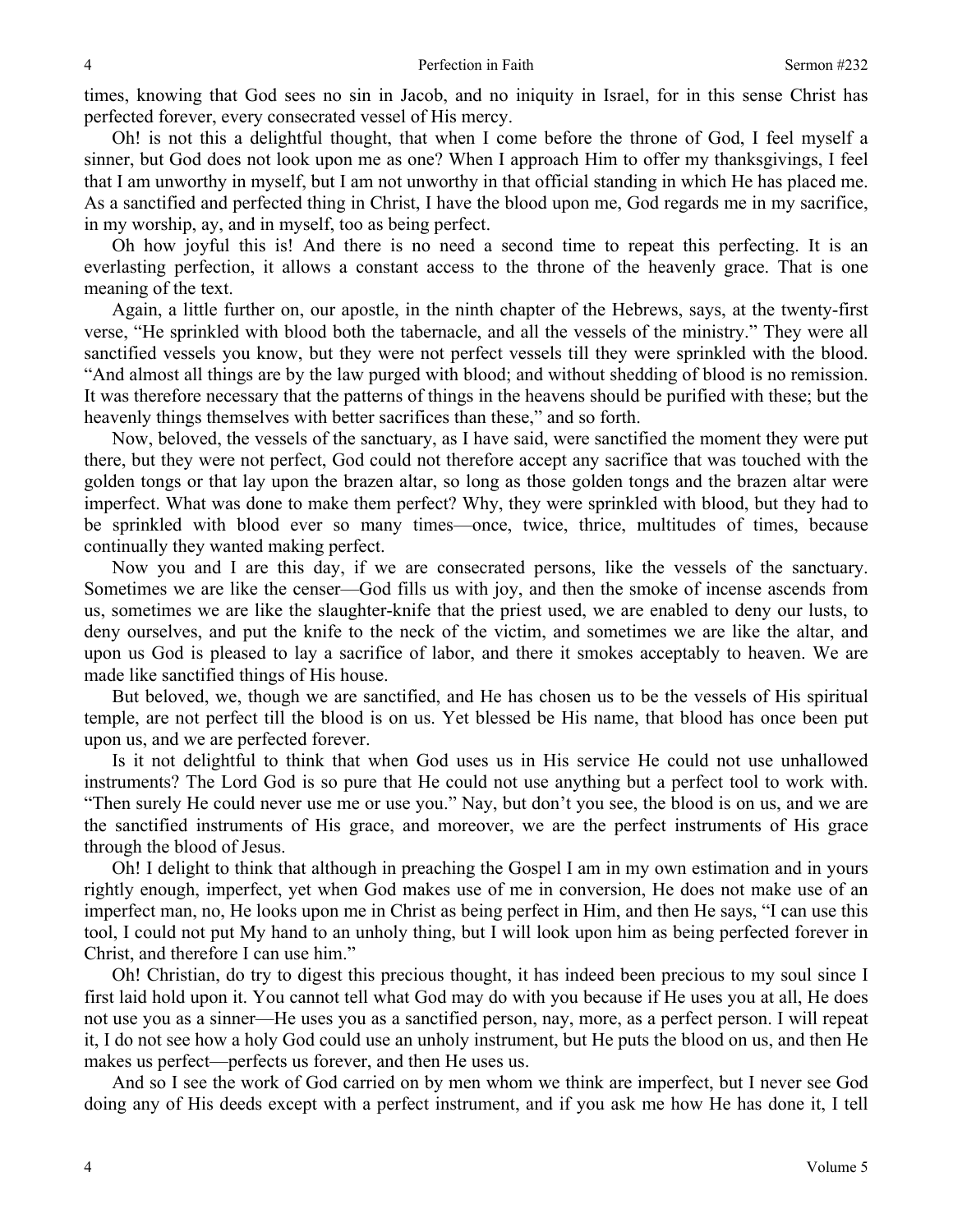times, knowing that God sees no sin in Jacob, and no iniquity in Israel, for in this sense Christ has perfected forever, every consecrated vessel of His mercy.

Oh! is not this a delightful thought, that when I come before the throne of God, I feel myself a sinner, but God does not look upon me as one? When I approach Him to offer my thanksgivings, I feel that I am unworthy in myself, but I am not unworthy in that official standing in which He has placed me. As a sanctified and perfected thing in Christ, I have the blood upon me, God regards me in my sacrifice, in my worship, ay, and in myself, too as being perfect.

Oh how joyful this is! And there is no need a second time to repeat this perfecting. It is an everlasting perfection, it allows a constant access to the throne of the heavenly grace. That is one meaning of the text.

Again, a little further on, our apostle, in the ninth chapter of the Hebrews, says, at the twenty-first verse, "He sprinkled with blood both the tabernacle, and all the vessels of the ministry." They were all sanctified vessels you know, but they were not perfect vessels till they were sprinkled with the blood. "And almost all things are by the law purged with blood; and without shedding of blood is no remission. It was therefore necessary that the patterns of things in the heavens should be purified with these; but the heavenly things themselves with better sacrifices than these," and so forth.

Now, beloved, the vessels of the sanctuary, as I have said, were sanctified the moment they were put there, but they were not perfect, God could not therefore accept any sacrifice that was touched with the golden tongs or that lay upon the brazen altar, so long as those golden tongs and the brazen altar were imperfect. What was done to make them perfect? Why, they were sprinkled with blood, but they had to be sprinkled with blood ever so many times—once, twice, thrice, multitudes of times, because continually they wanted making perfect.

Now you and I are this day, if we are consecrated persons, like the vessels of the sanctuary. Sometimes we are like the censer—God fills us with joy, and then the smoke of incense ascends from us, sometimes we are like the slaughter-knife that the priest used, we are enabled to deny our lusts, to deny ourselves, and put the knife to the neck of the victim, and sometimes we are like the altar, and upon us God is pleased to lay a sacrifice of labor, and there it smokes acceptably to heaven. We are made like sanctified things of His house.

But beloved, we, though we are sanctified, and He has chosen us to be the vessels of His spiritual temple, are not perfect till the blood is on us. Yet blessed be His name, that blood has once been put upon us, and we are perfected forever.

Is it not delightful to think that when God uses us in His service He could not use unhallowed instruments? The Lord God is so pure that He could not use anything but a perfect tool to work with. "Then surely He could never use me or use you." Nay, but don't you see, the blood is on us, and we are the sanctified instruments of His grace, and moreover, we are the perfect instruments of His grace through the blood of Jesus.

Oh! I delight to think that although in preaching the Gospel I am in my own estimation and in yours rightly enough, imperfect, yet when God makes use of me in conversion, He does not make use of an imperfect man, no, He looks upon me in Christ as being perfect in Him, and then He says, "I can use this tool, I could not put My hand to an unholy thing, but I will look upon him as being perfected forever in Christ, and therefore I can use him."

Oh! Christian, do try to digest this precious thought, it has indeed been precious to my soul since I first laid hold upon it. You cannot tell what God may do with you because if He uses you at all, He does not use you as a sinner—He uses you as a sanctified person, nay, more, as a perfect person. I will repeat it, I do not see how a holy God could use an unholy instrument, but He puts the blood on us, and then He makes us perfect—perfects us forever, and then He uses us.

And so I see the work of God carried on by men whom we think are imperfect, but I never see God doing any of His deeds except with a perfect instrument, and if you ask me how He has done it, I tell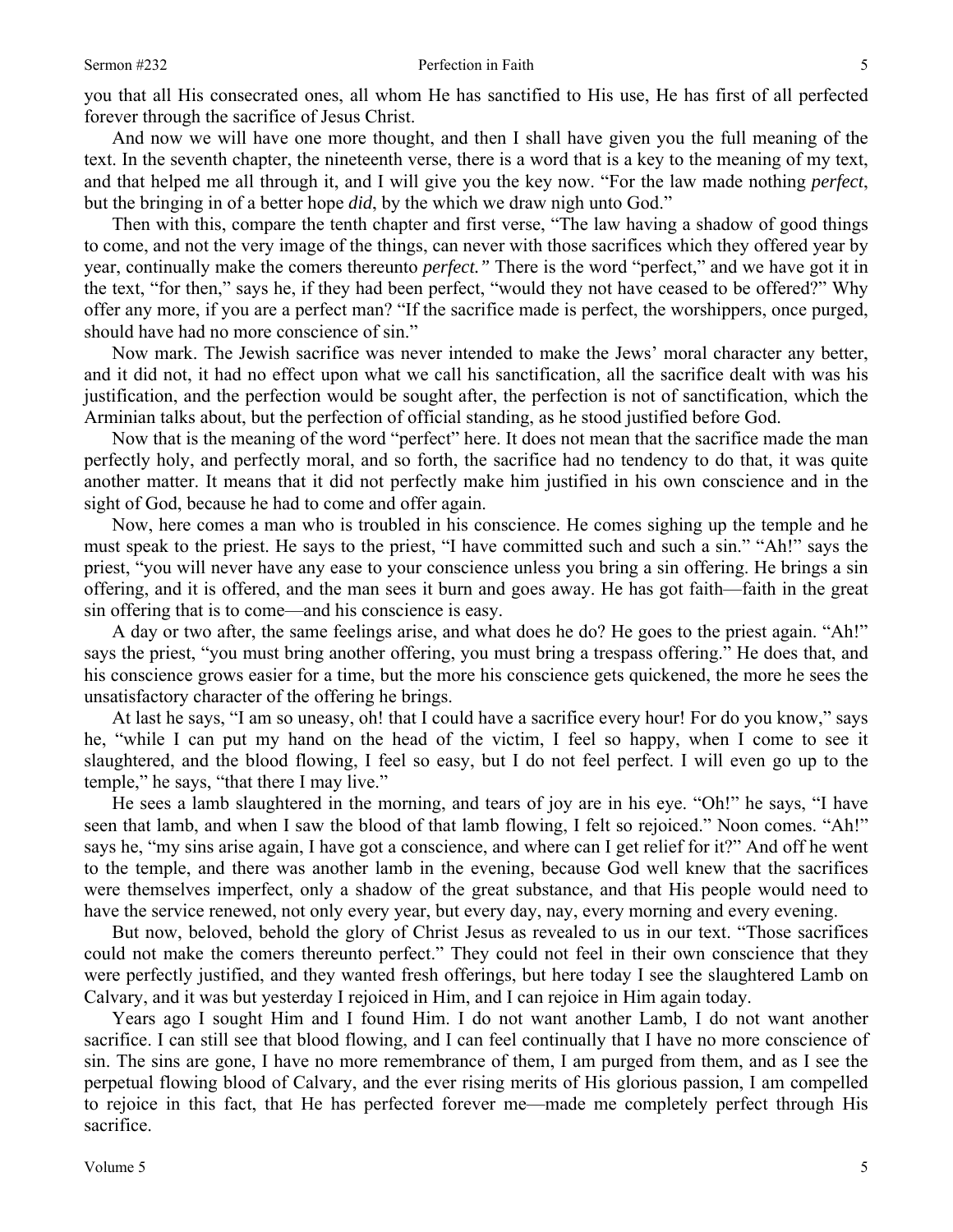you that all His consecrated ones, all whom He has sanctified to His use, He has first of all perfected forever through the sacrifice of Jesus Christ.

And now we will have one more thought, and then I shall have given you the full meaning of the text. In the seventh chapter, the nineteenth verse, there is a word that is a key to the meaning of my text, and that helped me all through it, and I will give you the key now. "For the law made nothing *perfect*, but the bringing in of a better hope *did*, by the which we draw nigh unto God."

Then with this, compare the tenth chapter and first verse, "The law having a shadow of good things to come, and not the very image of the things, can never with those sacrifices which they offered year by year, continually make the comers thereunto *perfect."* There is the word "perfect," and we have got it in the text, "for then," says he, if they had been perfect, "would they not have ceased to be offered?" Why offer any more, if you are a perfect man? "If the sacrifice made is perfect, the worshippers, once purged, should have had no more conscience of sin."

Now mark. The Jewish sacrifice was never intended to make the Jews' moral character any better, and it did not, it had no effect upon what we call his sanctification, all the sacrifice dealt with was his justification, and the perfection would be sought after, the perfection is not of sanctification, which the Arminian talks about, but the perfection of official standing, as he stood justified before God.

Now that is the meaning of the word "perfect" here. It does not mean that the sacrifice made the man perfectly holy, and perfectly moral, and so forth, the sacrifice had no tendency to do that, it was quite another matter. It means that it did not perfectly make him justified in his own conscience and in the sight of God, because he had to come and offer again.

Now, here comes a man who is troubled in his conscience. He comes sighing up the temple and he must speak to the priest. He says to the priest, "I have committed such and such a sin." "Ah!" says the priest, "you will never have any ease to your conscience unless you bring a sin offering. He brings a sin offering, and it is offered, and the man sees it burn and goes away. He has got faith—faith in the great sin offering that is to come—and his conscience is easy.

A day or two after, the same feelings arise, and what does he do? He goes to the priest again. "Ah!" says the priest, "you must bring another offering, you must bring a trespass offering." He does that, and his conscience grows easier for a time, but the more his conscience gets quickened, the more he sees the unsatisfactory character of the offering he brings.

At last he says, "I am so uneasy, oh! that I could have a sacrifice every hour! For do you know," says he, "while I can put my hand on the head of the victim, I feel so happy, when I come to see it slaughtered, and the blood flowing, I feel so easy, but I do not feel perfect. I will even go up to the temple," he says, "that there I may live."

He sees a lamb slaughtered in the morning, and tears of joy are in his eye. "Oh!" he says, "I have seen that lamb, and when I saw the blood of that lamb flowing, I felt so rejoiced." Noon comes. "Ah!" says he, "my sins arise again, I have got a conscience, and where can I get relief for it?" And off he went to the temple, and there was another lamb in the evening, because God well knew that the sacrifices were themselves imperfect, only a shadow of the great substance, and that His people would need to have the service renewed, not only every year, but every day, nay, every morning and every evening.

But now, beloved, behold the glory of Christ Jesus as revealed to us in our text. "Those sacrifices could not make the comers thereunto perfect." They could not feel in their own conscience that they were perfectly justified, and they wanted fresh offerings, but here today I see the slaughtered Lamb on Calvary, and it was but yesterday I rejoiced in Him, and I can rejoice in Him again today.

Years ago I sought Him and I found Him. I do not want another Lamb, I do not want another sacrifice. I can still see that blood flowing, and I can feel continually that I have no more conscience of sin. The sins are gone, I have no more remembrance of them, I am purged from them, and as I see the perpetual flowing blood of Calvary, and the ever rising merits of His glorious passion, I am compelled to rejoice in this fact, that He has perfected forever me—made me completely perfect through His sacrifice.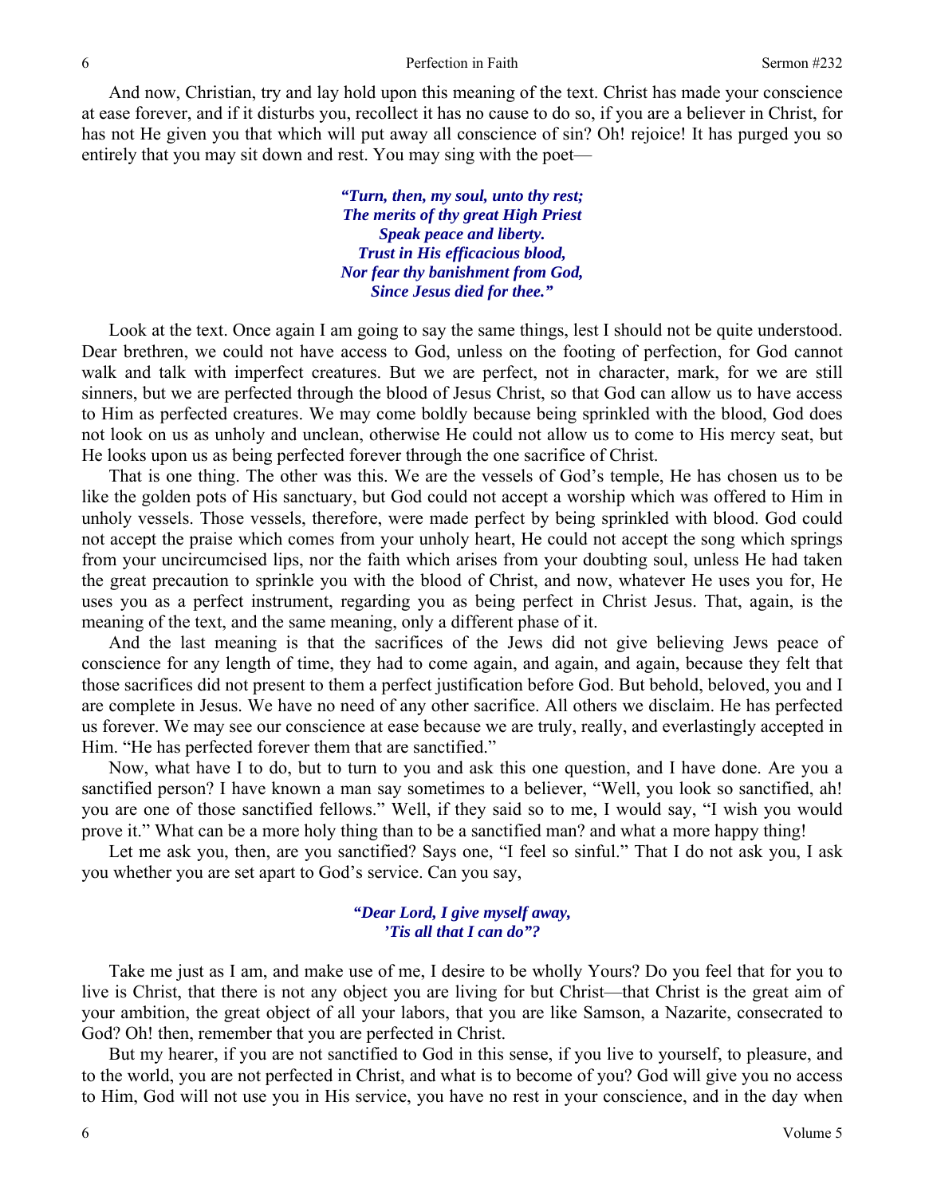And now, Christian, try and lay hold upon this meaning of the text. Christ has made your conscience at ease forever, and if it disturbs you, recollect it has no cause to do so, if you are a believer in Christ, for has not He given you that which will put away all conscience of sin? Oh! rejoice! It has purged you so entirely that you may sit down and rest. You may sing with the poet—

*"Turn, then, my soul, unto thy rest;*
*The merits of thy great High Priest*
*Speak peace and liberty.*
*Trust in His efficacious blood,*
*Nor fear thy banishment from God,*
*Since Jesus died for thee."*

Look at the text. Once again I am going to say the same things, lest I should not be quite understood. Dear brethren, we could not have access to God, unless on the footing of perfection, for God cannot walk and talk with imperfect creatures. But we are perfect, not in character, mark, for we are still sinners, but we are perfected through the blood of Jesus Christ, so that God can allow us to have access to Him as perfected creatures. We may come boldly because being sprinkled with the blood, God does not look on us as unholy and unclean, otherwise He could not allow us to come to His mercy seat, but He looks upon us as being perfected forever through the one sacrifice of Christ.

That is one thing. The other was this. We are the vessels of God's temple, He has chosen us to be like the golden pots of His sanctuary, but God could not accept a worship which was offered to Him in unholy vessels. Those vessels, therefore, were made perfect by being sprinkled with blood. God could not accept the praise which comes from your unholy heart, He could not accept the song which springs from your uncircumcised lips, nor the faith which arises from your doubting soul, unless He had taken the great precaution to sprinkle you with the blood of Christ, and now, whatever He uses you for, He uses you as a perfect instrument, regarding you as being perfect in Christ Jesus. That, again, is the meaning of the text, and the same meaning, only a different phase of it.

And the last meaning is that the sacrifices of the Jews did not give believing Jews peace of conscience for any length of time, they had to come again, and again, and again, because they felt that those sacrifices did not present to them a perfect justification before God. But behold, beloved, you and I are complete in Jesus. We have no need of any other sacrifice. All others we disclaim. He has perfected us forever. We may see our conscience at ease because we are truly, really, and everlastingly accepted in Him. "He has perfected forever them that are sanctified."

Now, what have I to do, but to turn to you and ask this one question, and I have done. Are you a sanctified person? I have known a man say sometimes to a believer, "Well, you look so sanctified, ah! you are one of those sanctified fellows." Well, if they said so to me, I would say, "I wish you would prove it." What can be a more holy thing than to be a sanctified man? and what a more happy thing!

Let me ask you, then, are you sanctified? Says one, "I feel so sinful." That I do not ask you, I ask you whether you are set apart to God's service. Can you say,

*"Dear Lord, I give myself away,*
*'Tis all that I can do"?*

Take me just as I am, and make use of me, I desire to be wholly Yours? Do you feel that for you to live is Christ, that there is not any object you are living for but Christ—that Christ is the great aim of your ambition, the great object of all your labors, that you are like Samson, a Nazarite, consecrated to God? Oh! then, remember that you are perfected in Christ.

But my hearer, if you are not sanctified to God in this sense, if you live to yourself, to pleasure, and to the world, you are not perfected in Christ, and what is to become of you? God will give you no access to Him, God will not use you in His service, you have no rest in your conscience, and in the day when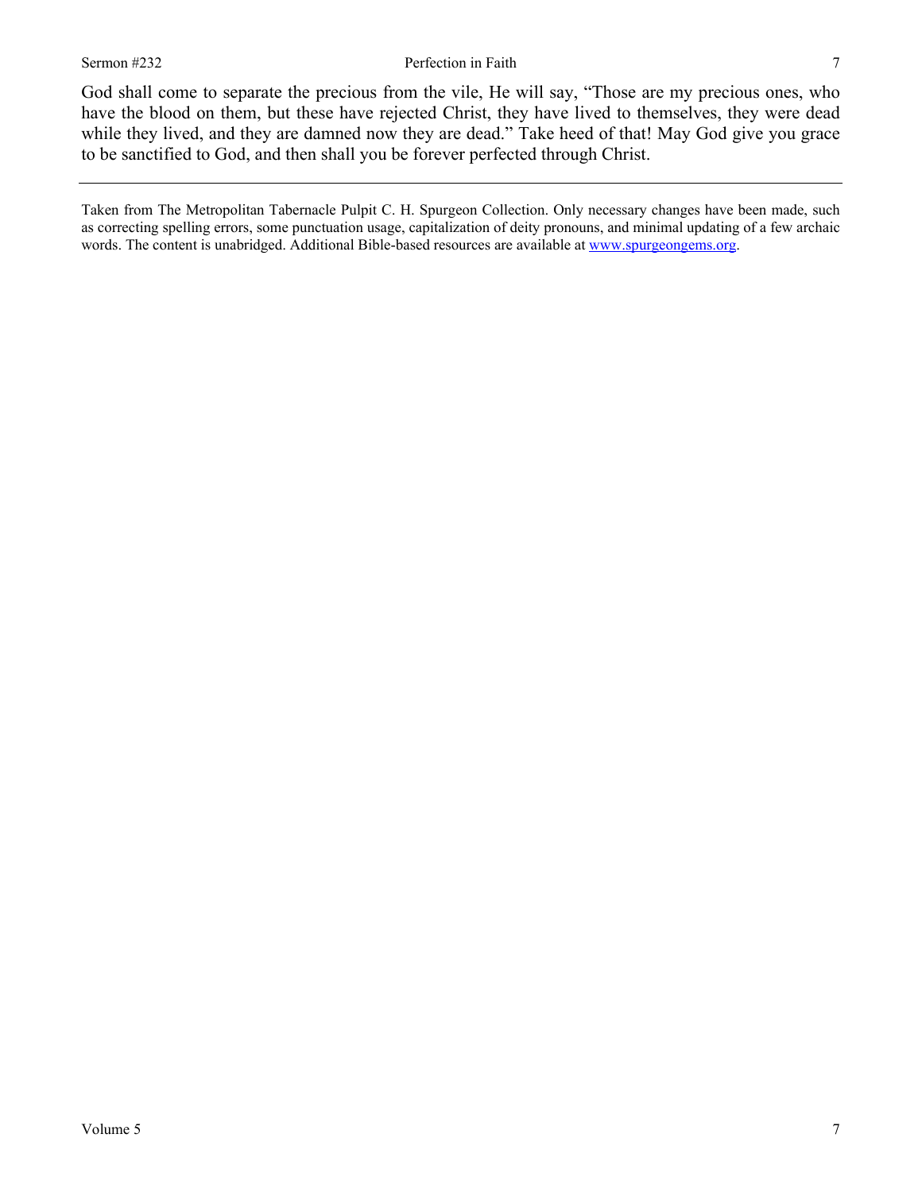God shall come to separate the precious from the vile, He will say, "Those are my precious ones, who have the blood on them, but these have rejected Christ, they have lived to themselves, they were dead while they lived, and they are damned now they are dead." Take heed of that! May God give you grace to be sanctified to God, and then shall you be forever perfected through Christ.

---

Taken from The Metropolitan Tabernacle Pulpit C. H. Spurgeon Collection. Only necessary changes have been made, such as correcting spelling errors, some punctuation usage, capitalization of deity pronouns, and minimal updating of a few archaic words. The content is unabridged. Additional Bible-based resources are available at www.spurgeongems.org.